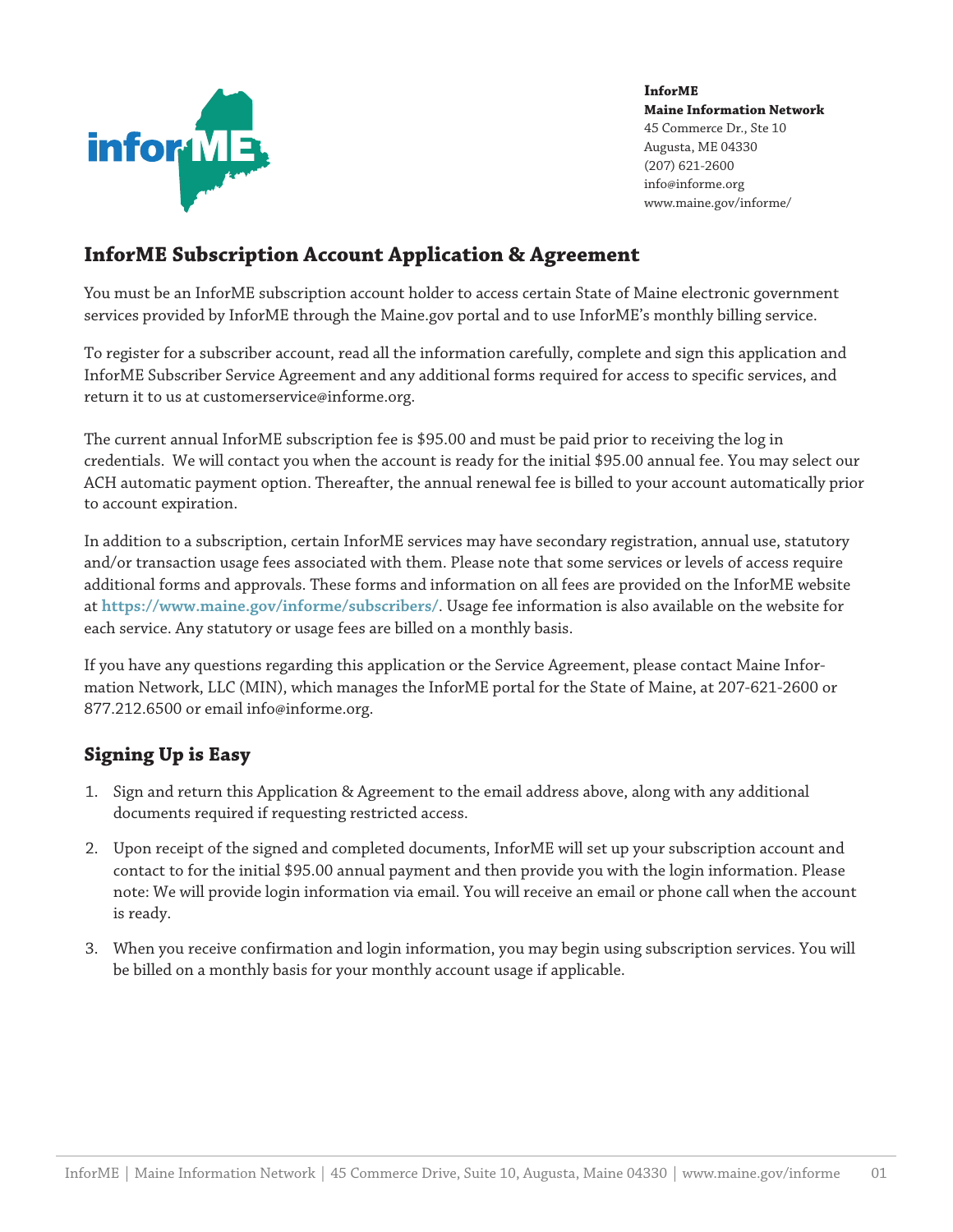**InforME**
**Maine Information Network**
45 Commerce Dr., Ste 10
Augusta, ME 04330
(207) 621-2600
info@informe.org
www.maine.gov/informe/

## InforME Subscription Account Application & Agreement

You must be an InforME subscription account holder to access certain State of Maine electronic government services provided by InforME through the Maine.gov portal and to use InforME's monthly billing service.

To register for a subscriber account, read all the information carefully, complete and sign this application and InforME Subscriber Service Agreement and any additional forms required for access to specific services, and return it to us at customerservice@informe.org.

The current annual InforME subscription fee is $95.00 and must be paid prior to receiving the log in credentials. We will contact you when the account is ready for the initial $95.00 annual fee. You may select our ACH automatic payment option. Thereafter, the annual renewal fee is billed to your account automatically prior to account expiration.

In addition to a subscription, certain InforME services may have secondary registration, annual use, statutory and/or transaction usage fees associated with them. Please note that some services or levels of access require additional forms and approvals. These forms and information on all fees are provided on the InforME website at **https://www.maine.gov/informe/subscribers/**. Usage fee information is also available on the website for each service. Any statutory or usage fees are billed on a monthly basis.

If you have any questions regarding this application or the Service Agreement, please contact Maine Information Network, LLC (MIN), which manages the InforME portal for the State of Maine, at 207-621-2600 or 877.212.6500 or email info@informe.org.

### Signing Up is Easy

1. Sign and return this Application & Agreement to the email address above, along with any additional documents required if requesting restricted access.
2. Upon receipt of the signed and completed documents, InforME will set up your subscription account and contact to for the initial $95.00 annual payment and then provide you with the login information. Please note: We will provide login information via email. You will receive an email or phone call when the account is ready.
3. When you receive confirmation and login information, you may begin using subscription services. You will be billed on a monthly basis for your monthly account usage if applicable.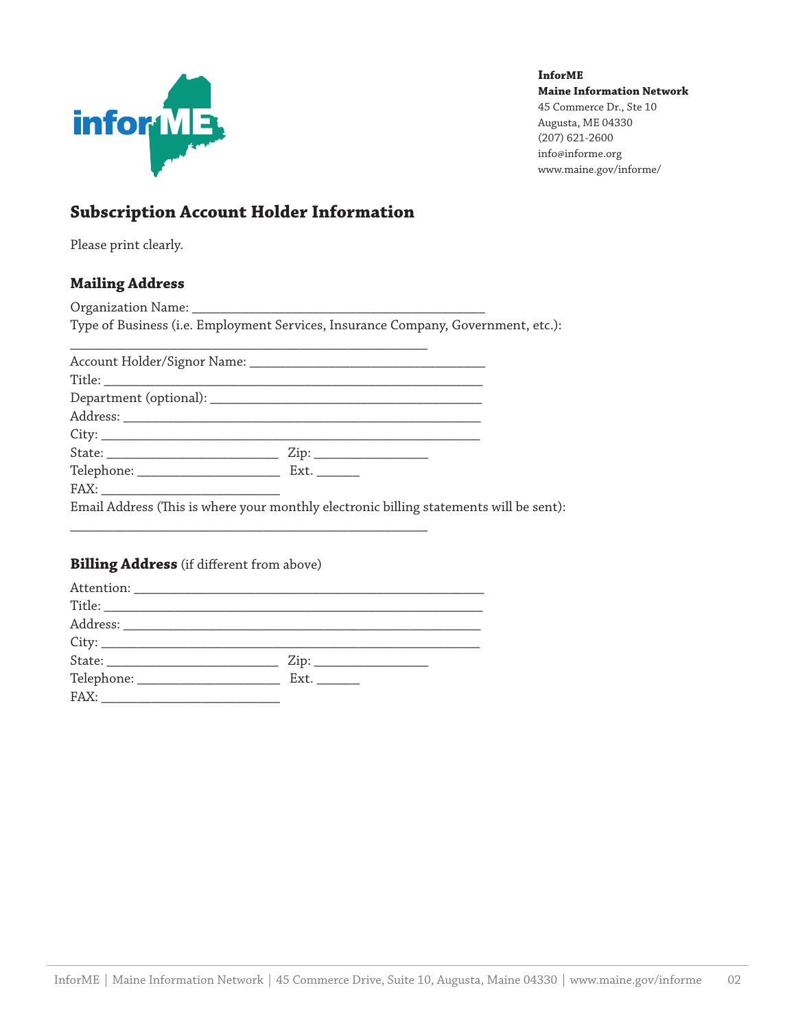**InforME**
**Maine Information Network**
45 Commerce Dr., Ste 10
Augusta, ME 04330
(207) 621-2600
info@informe.org
www.maine.gov/informe/

## Subscription Account Holder Information

Please print clearly.

### Mailing Address

Organization Name: ____________________________________________

Type of Business (i.e. Employment Services, Insurance Company, Government, etc.):

______________________________________________________

Account Holder/Signor Name: ___________________________________

Title: _________________________________________________________

Department (optional): _________________________________________

Address: ______________________________________________________

City: _________________________________________________________

State: __________________________ Zip: _________________

Telephone: ______________________ Ext. _______

FAX: ___________________________

Email Address (This is where your monthly electronic billing statements will be sent):

______________________________________________________

### **Billing Address** (if different from above)

Attention: _____________________________________________________

Title: _________________________________________________________

Address: ______________________________________________________

City: _________________________________________________________

State: __________________________ Zip: _________________

Telephone: ______________________ Ext. _______

FAX: ___________________________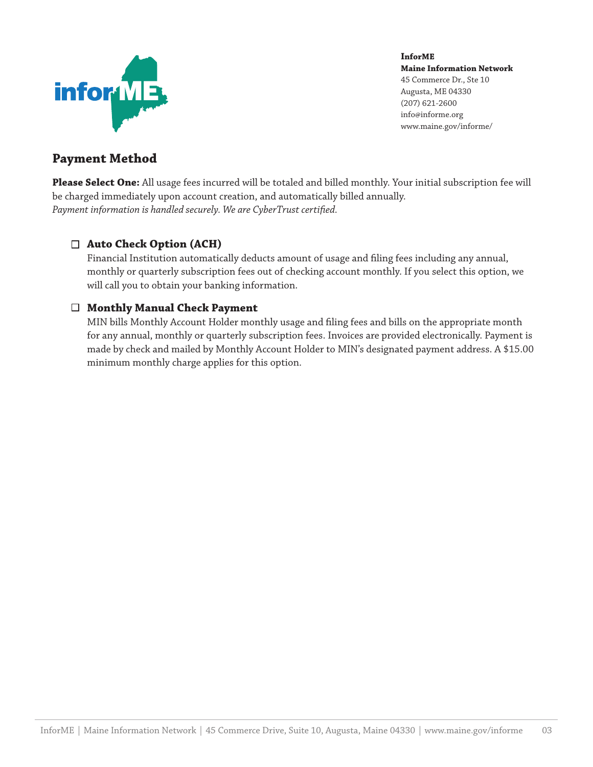**InforME**
**Maine Information Network**
45 Commerce Dr., Ste 10
Augusta, ME 04330
(207) 621-2600
info@informe.org
www.maine.gov/informe/

## Payment Method

**Please Select One:** All usage fees incurred will be totaled and billed monthly. Your initial subscription fee will be charged immediately upon account creation, and automatically billed annually.
*Payment information is handled securely. We are CyberTrust certified.*

☐ **Auto Check Option (ACH)**
Financial Institution automatically deducts amount of usage and filing fees including any annual, monthly or quarterly subscription fees out of checking account monthly. If you select this option, we will call you to obtain your banking information.

☐ **Monthly Manual Check Payment**
MIN bills Monthly Account Holder monthly usage and filing fees and bills on the appropriate month for any annual, monthly or quarterly subscription fees. Invoices are provided electronically. Payment is made by check and mailed by Monthly Account Holder to MIN's designated payment address. A $15.00 minimum monthly charge applies for this option.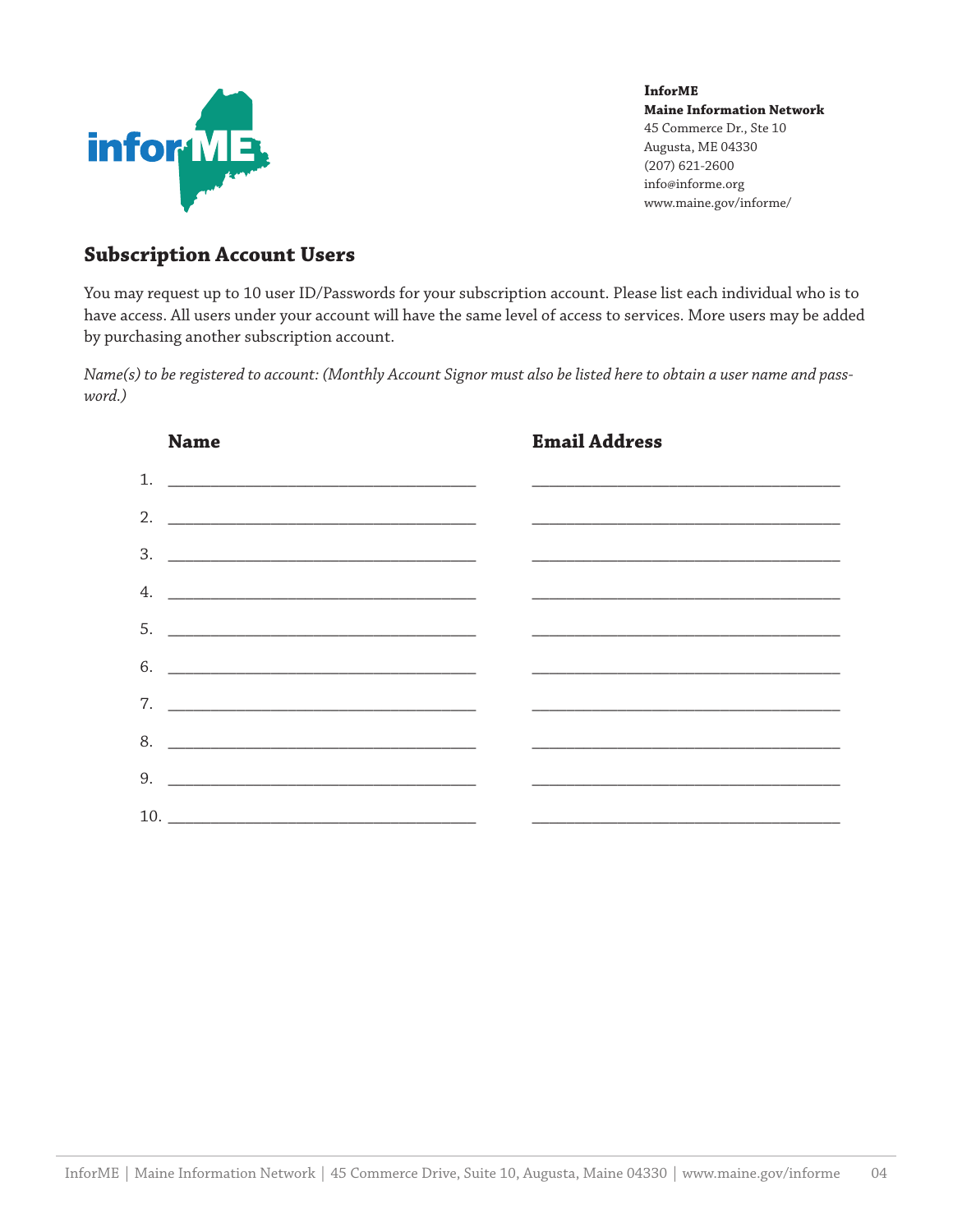**InforME**
**Maine Information Network**
45 Commerce Dr., Ste 10
Augusta, ME 04330
(207) 621-2600
info@informe.org
www.maine.gov/informe/

## Subscription Account Users

You may request up to 10 user ID/Passwords for your subscription account. Please list each individual who is to have access. All users under your account will have the same level of access to services. More users may be added by purchasing another subscription account.

*Name(s) to be registered to account: (Monthly Account Signor must also be listed here to obtain a user name and password.)*

| | Name | Email Address |
|---|---|---|
| 1. | ______________________________ | ______________________________ |
| 2. | ______________________________ | ______________________________ |
| 3. | ______________________________ | ______________________________ |
| 4. | ______________________________ | ______________________________ |
| 5. | ______________________________ | ______________________________ |
| 6. | ______________________________ | ______________________________ |
| 7. | ______________________________ | ______________________________ |
| 8. | ______________________________ | ______________________________ |
| 9. | ______________________________ | ______________________________ |
| 10. | ______________________________ | ______________________________ |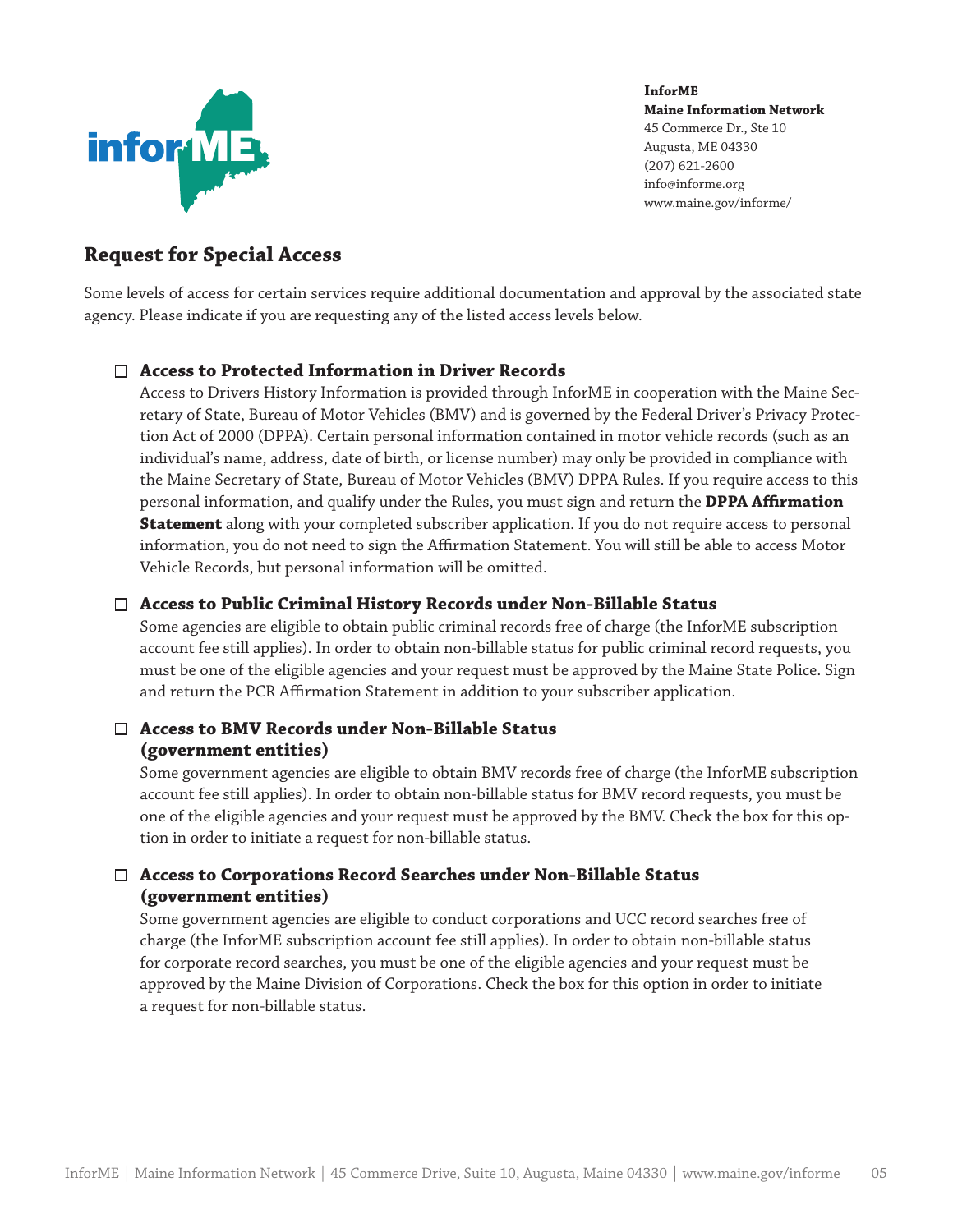**InforME**
**Maine Information Network**
45 Commerce Dr., Ste 10
Augusta, ME 04330
(207) 621-2600
info@informe.org
www.maine.gov/informe/

## Request for Special Access

Some levels of access for certain services require additional documentation and approval by the associated state agency. Please indicate if you are requesting any of the listed access levels below.

☐ **Access to Protected Information in Driver Records**

Access to Drivers History Information is provided through InforME in cooperation with the Maine Secretary of State, Bureau of Motor Vehicles (BMV) and is governed by the Federal Driver's Privacy Protection Act of 2000 (DPPA). Certain personal information contained in motor vehicle records (such as an individual's name, address, date of birth, or license number) may only be provided in compliance with the Maine Secretary of State, Bureau of Motor Vehicles (BMV) DPPA Rules. If you require access to this personal information, and qualify under the Rules, you must sign and return the **DPPA Affirmation Statement** along with your completed subscriber application. If you do not require access to personal information, you do not need to sign the Affirmation Statement. You will still be able to access Motor Vehicle Records, but personal information will be omitted.

☐ **Access to Public Criminal History Records under Non-Billable Status**

Some agencies are eligible to obtain public criminal records free of charge (the InforME subscription account fee still applies). In order to obtain non-billable status for public criminal record requests, you must be one of the eligible agencies and your request must be approved by the Maine State Police. Sign and return the PCR Affirmation Statement in addition to your subscriber application.

☐ **Access to BMV Records under Non-Billable Status (government entities)**

Some government agencies are eligible to obtain BMV records free of charge (the InforME subscription account fee still applies). In order to obtain non-billable status for BMV record requests, you must be one of the eligible agencies and your request must be approved by the BMV. Check the box for this option in order to initiate a request for non-billable status.

☐ **Access to Corporations Record Searches under Non-Billable Status (government entities)**

Some government agencies are eligible to conduct corporations and UCC record searches free of charge (the InforME subscription account fee still applies). In order to obtain non-billable status for corporate record searches, you must be one of the eligible agencies and your request must be approved by the Maine Division of Corporations. Check the box for this option in order to initiate a request for non-billable status.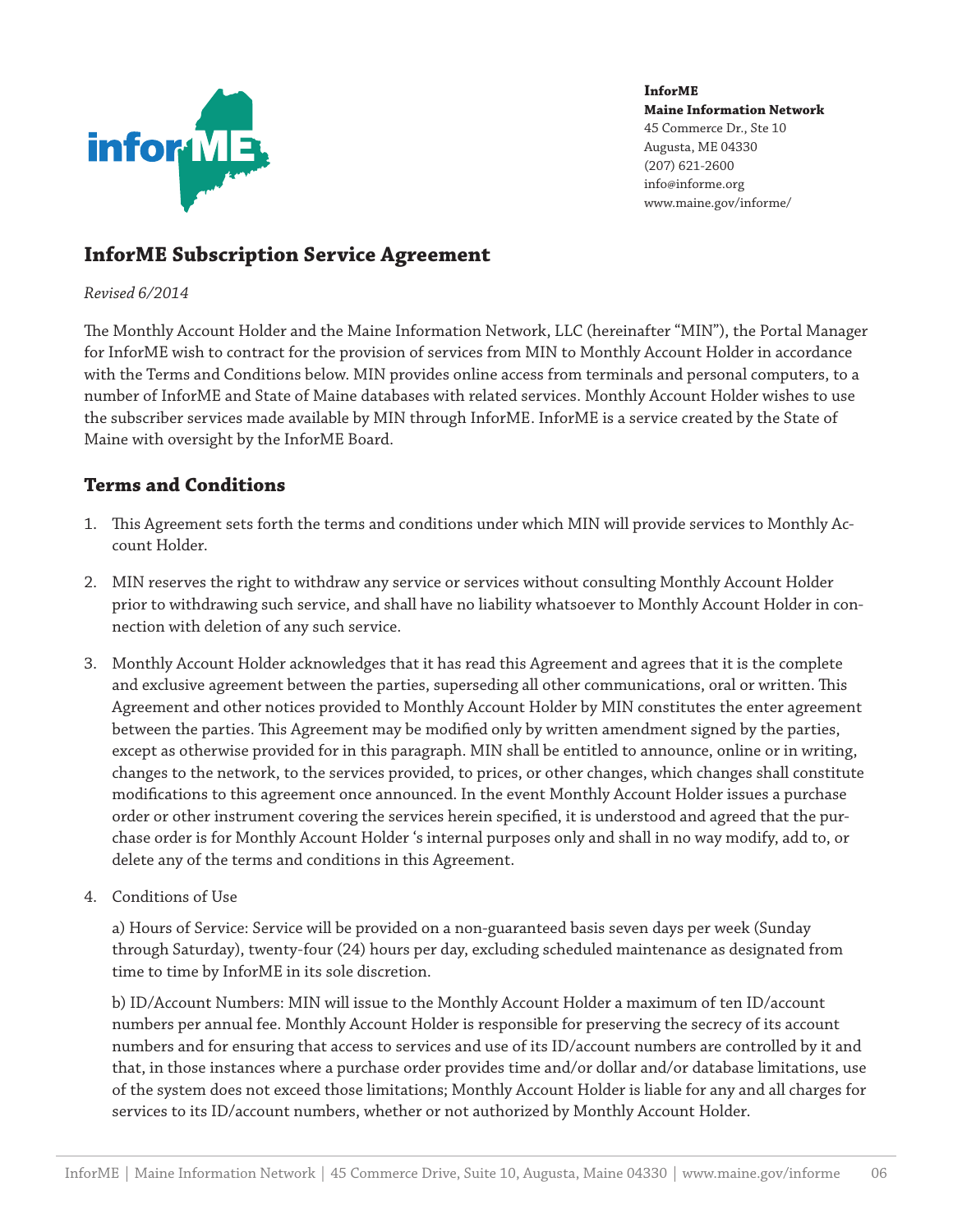**InforME**
**Maine Information Network**
45 Commerce Dr., Ste 10
Augusta, ME 04330
(207) 621-2600
info@informe.org
www.maine.gov/informe/

## InforME Subscription Service Agreement

*Revised 6/2014*

The Monthly Account Holder and the Maine Information Network, LLC (hereinafter "MIN"), the Portal Manager for InforME wish to contract for the provision of services from MIN to Monthly Account Holder in accordance with the Terms and Conditions below. MIN provides online access from terminals and personal computers, to a number of InforME and State of Maine databases with related services. Monthly Account Holder wishes to use the subscriber services made available by MIN through InforME. InforME is a service created by the State of Maine with oversight by the InforME Board.

### Terms and Conditions

1. This Agreement sets forth the terms and conditions under which MIN will provide services to Monthly Account Holder.

2. MIN reserves the right to withdraw any service or services without consulting Monthly Account Holder prior to withdrawing such service, and shall have no liability whatsoever to Monthly Account Holder in connection with deletion of any such service.

3. Monthly Account Holder acknowledges that it has read this Agreement and agrees that it is the complete and exclusive agreement between the parties, superseding all other communications, oral or written. This Agreement and other notices provided to Monthly Account Holder by MIN constitutes the enter agreement between the parties. This Agreement may be modified only by written amendment signed by the parties, except as otherwise provided for in this paragraph. MIN shall be entitled to announce, online or in writing, changes to the network, to the services provided, to prices, or other changes, which changes shall constitute modifications to this agreement once announced. In the event Monthly Account Holder issues a purchase order or other instrument covering the services herein specified, it is understood and agreed that the purchase order is for Monthly Account Holder 's internal purposes only and shall in no way modify, add to, or delete any of the terms and conditions in this Agreement.

4. Conditions of Use

   a) Hours of Service: Service will be provided on a non-guaranteed basis seven days per week (Sunday through Saturday), twenty-four (24) hours per day, excluding scheduled maintenance as designated from time to time by InforME in its sole discretion.

   b) ID/Account Numbers: MIN will issue to the Monthly Account Holder a maximum of ten ID/account numbers per annual fee. Monthly Account Holder is responsible for preserving the secrecy of its account numbers and for ensuring that access to services and use of its ID/account numbers are controlled by it and that, in those instances where a purchase order provides time and/or dollar and/or database limitations, use of the system does not exceed those limitations; Monthly Account Holder is liable for any and all charges for services to its ID/account numbers, whether or not authorized by Monthly Account Holder.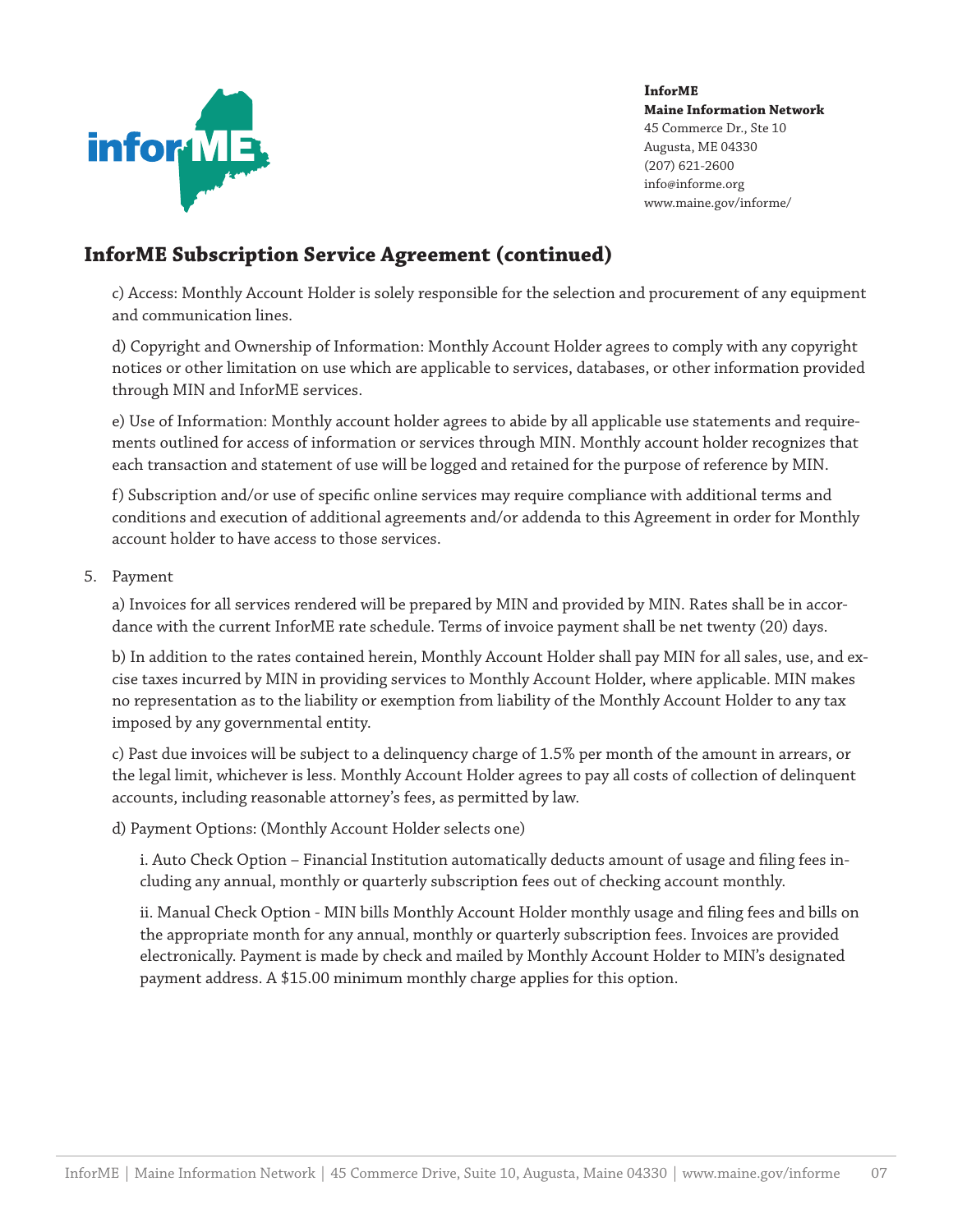**InforME**
**Maine Information Network**
45 Commerce Dr., Ste 10
Augusta, ME 04330
(207) 621-2600
info@informe.org
www.maine.gov/informe/

## InforME Subscription Service Agreement (continued)

c) Access: Monthly Account Holder is solely responsible for the selection and procurement of any equipment and communication lines.

d) Copyright and Ownership of Information: Monthly Account Holder agrees to comply with any copyright notices or other limitation on use which are applicable to services, databases, or other information provided through MIN and InforME services.

e) Use of Information: Monthly account holder agrees to abide by all applicable use statements and requirements outlined for access of information or services through MIN. Monthly account holder recognizes that each transaction and statement of use will be logged and retained for the purpose of reference by MIN.

f) Subscription and/or use of specific online services may require compliance with additional terms and conditions and execution of additional agreements and/or addenda to this Agreement in order for Monthly account holder to have access to those services.

5. Payment

a) Invoices for all services rendered will be prepared by MIN and provided by MIN. Rates shall be in accordance with the current InforME rate schedule. Terms of invoice payment shall be net twenty (20) days.

b) In addition to the rates contained herein, Monthly Account Holder shall pay MIN for all sales, use, and excise taxes incurred by MIN in providing services to Monthly Account Holder, where applicable. MIN makes no representation as to the liability or exemption from liability of the Monthly Account Holder to any tax imposed by any governmental entity.

c) Past due invoices will be subject to a delinquency charge of 1.5% per month of the amount in arrears, or the legal limit, whichever is less. Monthly Account Holder agrees to pay all costs of collection of delinquent accounts, including reasonable attorney's fees, as permitted by law.

d) Payment Options: (Monthly Account Holder selects one)

i. Auto Check Option – Financial Institution automatically deducts amount of usage and filing fees including any annual, monthly or quarterly subscription fees out of checking account monthly.

ii. Manual Check Option - MIN bills Monthly Account Holder monthly usage and filing fees and bills on the appropriate month for any annual, monthly or quarterly subscription fees. Invoices are provided electronically. Payment is made by check and mailed by Monthly Account Holder to MIN's designated payment address. A $15.00 minimum monthly charge applies for this option.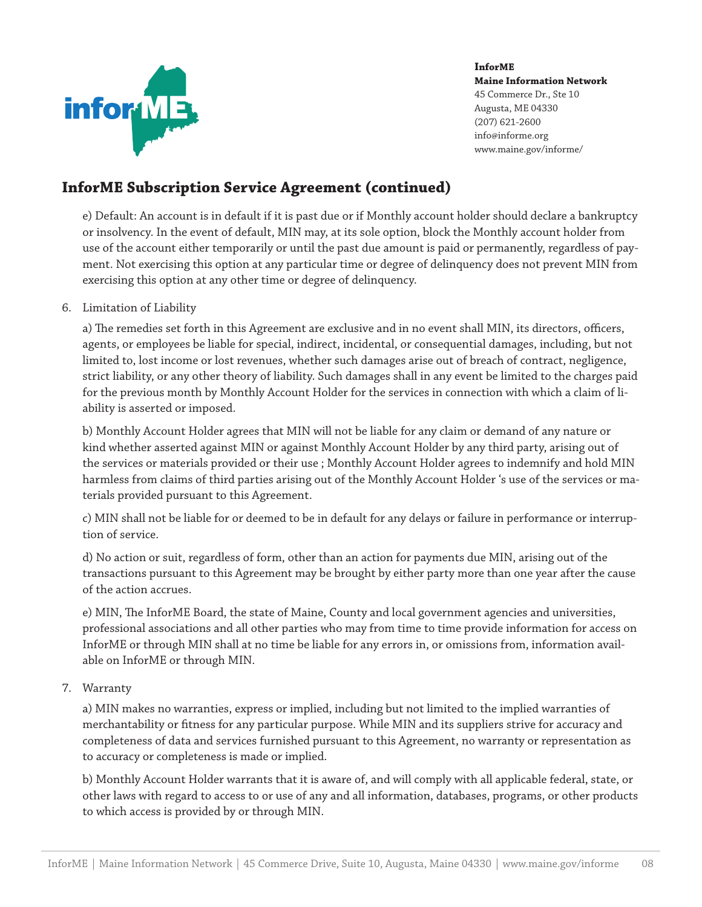**InforME**
**Maine Information Network**
45 Commerce Dr., Ste 10
Augusta, ME 04330
(207) 621-2600
info@informe.org
www.maine.gov/informe/

## InforME Subscription Service Agreement (continued)

e) Default: An account is in default if it is past due or if Monthly account holder should declare a bankruptcy or insolvency. In the event of default, MIN may, at its sole option, block the Monthly account holder from use of the account either temporarily or until the past due amount is paid or permanently, regardless of payment. Not exercising this option at any particular time or degree of delinquency does not prevent MIN from exercising this option at any other time or degree of delinquency.

6. Limitation of Liability

   a) The remedies set forth in this Agreement are exclusive and in no event shall MIN, its directors, officers, agents, or employees be liable for special, indirect, incidental, or consequential damages, including, but not limited to, lost income or lost revenues, whether such damages arise out of breach of contract, negligence, strict liability, or any other theory of liability. Such damages shall in any event be limited to the charges paid for the previous month by Monthly Account Holder for the services in connection with which a claim of liability is asserted or imposed.

   b) Monthly Account Holder agrees that MIN will not be liable for any claim or demand of any nature or kind whether asserted against MIN or against Monthly Account Holder by any third party, arising out of the services or materials provided or their use ; Monthly Account Holder agrees to indemnify and hold MIN harmless from claims of third parties arising out of the Monthly Account Holder 's use of the services or materials provided pursuant to this Agreement.

   c) MIN shall not be liable for or deemed to be in default for any delays or failure in performance or interruption of service.

   d) No action or suit, regardless of form, other than an action for payments due MIN, arising out of the transactions pursuant to this Agreement may be brought by either party more than one year after the cause of the action accrues.

   e) MIN, The InforME Board, the state of Maine, County and local government agencies and universities, professional associations and all other parties who may from time to time provide information for access on InforME or through MIN shall at no time be liable for any errors in, or omissions from, information available on InforME or through MIN.

7. Warranty

   a) MIN makes no warranties, express or implied, including but not limited to the implied warranties of merchantability or fitness for any particular purpose. While MIN and its suppliers strive for accuracy and completeness of data and services furnished pursuant to this Agreement, no warranty or representation as to accuracy or completeness is made or implied.

   b) Monthly Account Holder warrants that it is aware of, and will comply with all applicable federal, state, or other laws with regard to access to or use of any and all information, databases, programs, or other products to which access is provided by or through MIN.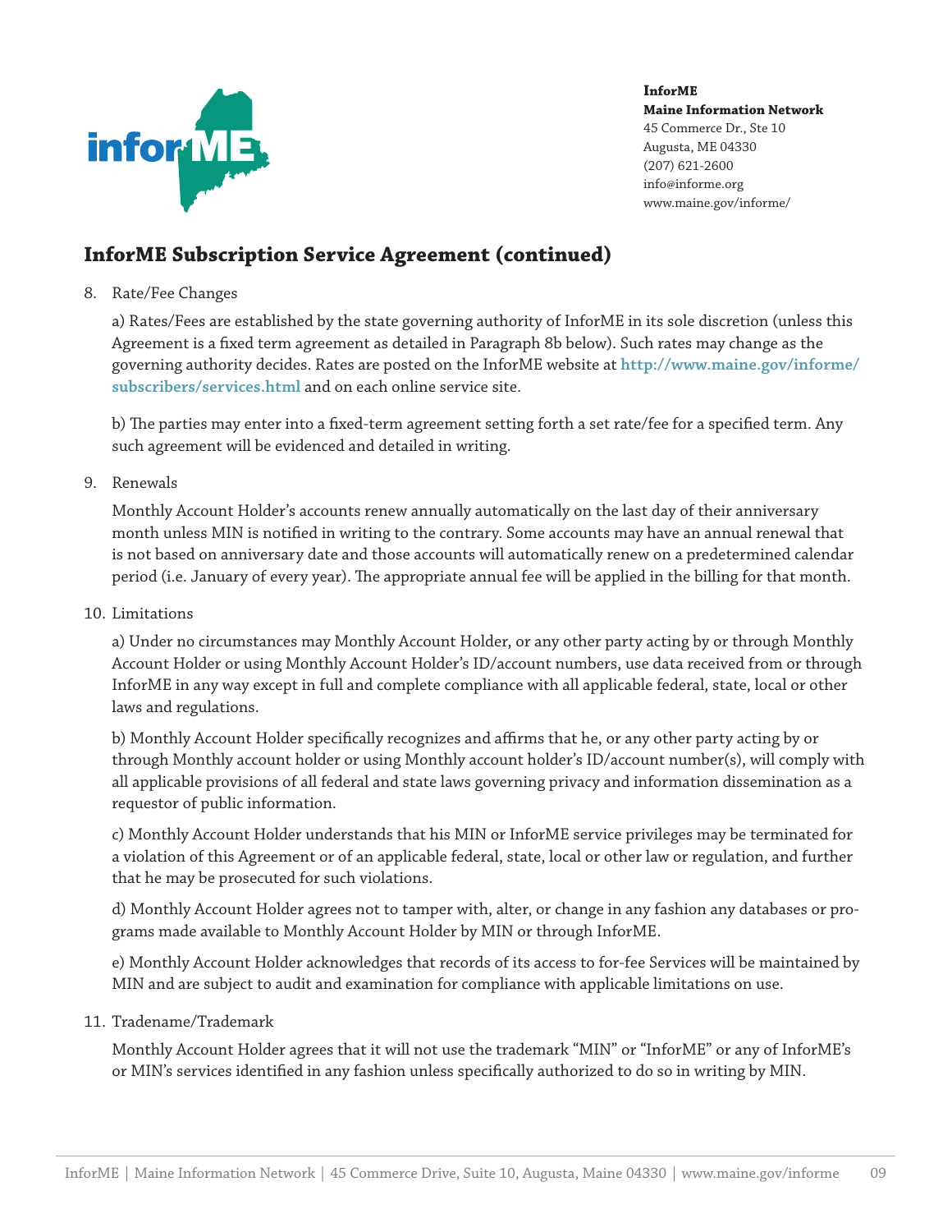InforME
**Maine Information Network**
45 Commerce Dr., Ste 10
Augusta, ME 04330
(207) 621-2600
info@informe.org
www.maine.gov/informe/

## InforME Subscription Service Agreement (continued)

8. Rate/Fee Changes

   a) Rates/Fees are established by the state governing authority of InforME in its sole discretion (unless this Agreement is a fixed term agreement as detailed in Paragraph 8b below). Such rates may change as the governing authority decides. Rates are posted on the InforME website at **http://www.maine.gov/informe/subscribers/services.html** and on each online service site.

   b) The parties may enter into a fixed-term agreement setting forth a set rate/fee for a specified term. Any such agreement will be evidenced and detailed in writing.

9. Renewals

   Monthly Account Holder's accounts renew annually automatically on the last day of their anniversary month unless MIN is notified in writing to the contrary. Some accounts may have an annual renewal that is not based on anniversary date and those accounts will automatically renew on a predetermined calendar period (i.e. January of every year). The appropriate annual fee will be applied in the billing for that month.

10. Limitations

    a) Under no circumstances may Monthly Account Holder, or any other party acting by or through Monthly Account Holder or using Monthly Account Holder's ID/account numbers, use data received from or through InforME in any way except in full and complete compliance with all applicable federal, state, local or other laws and regulations.

    b) Monthly Account Holder specifically recognizes and affirms that he, or any other party acting by or through Monthly account holder or using Monthly account holder's ID/account number(s), will comply with all applicable provisions of all federal and state laws governing privacy and information dissemination as a requestor of public information.

    c) Monthly Account Holder understands that his MIN or InforME service privileges may be terminated for a violation of this Agreement or of an applicable federal, state, local or other law or regulation, and further that he may be prosecuted for such violations.

    d) Monthly Account Holder agrees not to tamper with, alter, or change in any fashion any databases or programs made available to Monthly Account Holder by MIN or through InforME.

    e) Monthly Account Holder acknowledges that records of its access to for-fee Services will be maintained by MIN and are subject to audit and examination for compliance with applicable limitations on use.

11. Tradename/Trademark

    Monthly Account Holder agrees that it will not use the trademark "MIN" or "InforME" or any of InforME's or MIN's services identified in any fashion unless specifically authorized to do so in writing by MIN.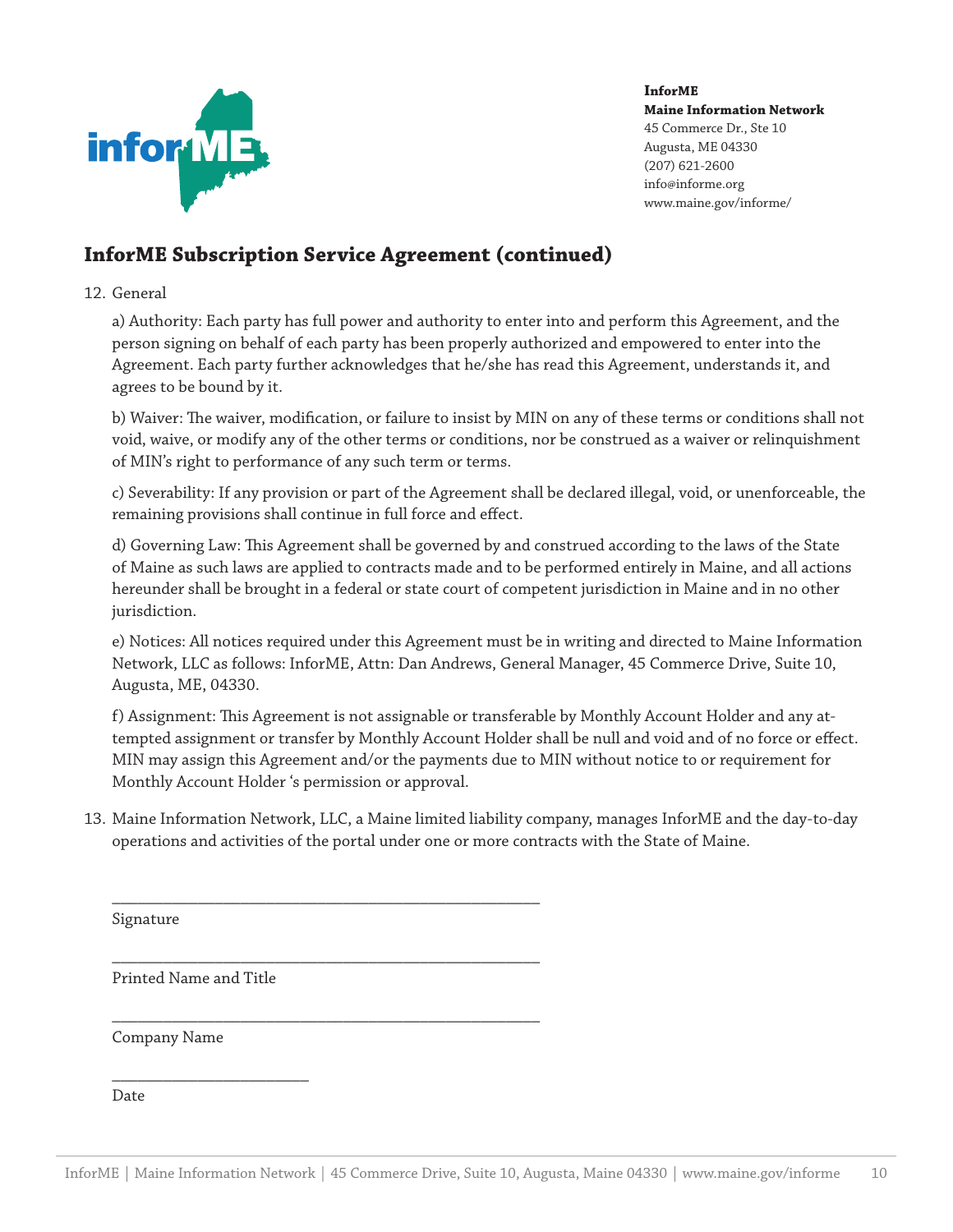**InforME**
**Maine Information Network**
45 Commerce Dr., Ste 10
Augusta, ME 04330
(207) 621-2600
info@informe.org
www.maine.gov/informe/

## InforME Subscription Service Agreement (continued)

12. General

    a) Authority: Each party has full power and authority to enter into and perform this Agreement, and the person signing on behalf of each party has been properly authorized and empowered to enter into the Agreement. Each party further acknowledges that he/she has read this Agreement, understands it, and agrees to be bound by it.

    b) Waiver: The waiver, modification, or failure to insist by MIN on any of these terms or conditions shall not void, waive, or modify any of the other terms or conditions, nor be construed as a waiver or relinquishment of MIN's right to performance of any such term or terms.

    c) Severability: If any provision or part of the Agreement shall be declared illegal, void, or unenforceable, the remaining provisions shall continue in full force and effect.

    d) Governing Law: This Agreement shall be governed by and construed according to the laws of the State of Maine as such laws are applied to contracts made and to be performed entirely in Maine, and all actions hereunder shall be brought in a federal or state court of competent jurisdiction in Maine and in no other jurisdiction.

    e) Notices: All notices required under this Agreement must be in writing and directed to Maine Information Network, LLC as follows: InforME, Attn: Dan Andrews, General Manager, 45 Commerce Drive, Suite 10, Augusta, ME, 04330.

    f) Assignment: This Agreement is not assignable or transferable by Monthly Account Holder and any attempted assignment or transfer by Monthly Account Holder shall be null and void and of no force or effect. MIN may assign this Agreement and/or the payments due to MIN without notice to or requirement for Monthly Account Holder 's permission or approval.

13. Maine Information Network, LLC, a Maine limited liability company, manages InforME and the day-to-day operations and activities of the portal under one or more contracts with the State of Maine.

\_\_\_\_\_\_\_\_\_\_\_\_\_\_\_\_\_\_\_\_\_\_\_\_\_\_\_\_\_\_\_\_\_\_\_\_\_\_\_\_\_\_\_\_\_\_\_\_\_\_

Signature

\_\_\_\_\_\_\_\_\_\_\_\_\_\_\_\_\_\_\_\_\_\_\_\_\_\_\_\_\_\_\_\_\_\_\_\_\_\_\_\_\_\_\_\_\_\_\_\_\_\_

Printed Name and Title

\_\_\_\_\_\_\_\_\_\_\_\_\_\_\_\_\_\_\_\_\_\_\_\_\_\_\_\_\_\_\_\_\_\_\_\_\_\_\_\_\_\_\_\_\_\_\_\_\_\_

Company Name

\_\_\_\_\_\_\_\_\_\_\_\_\_\_\_\_\_\_\_\_\_\_\_\_

Date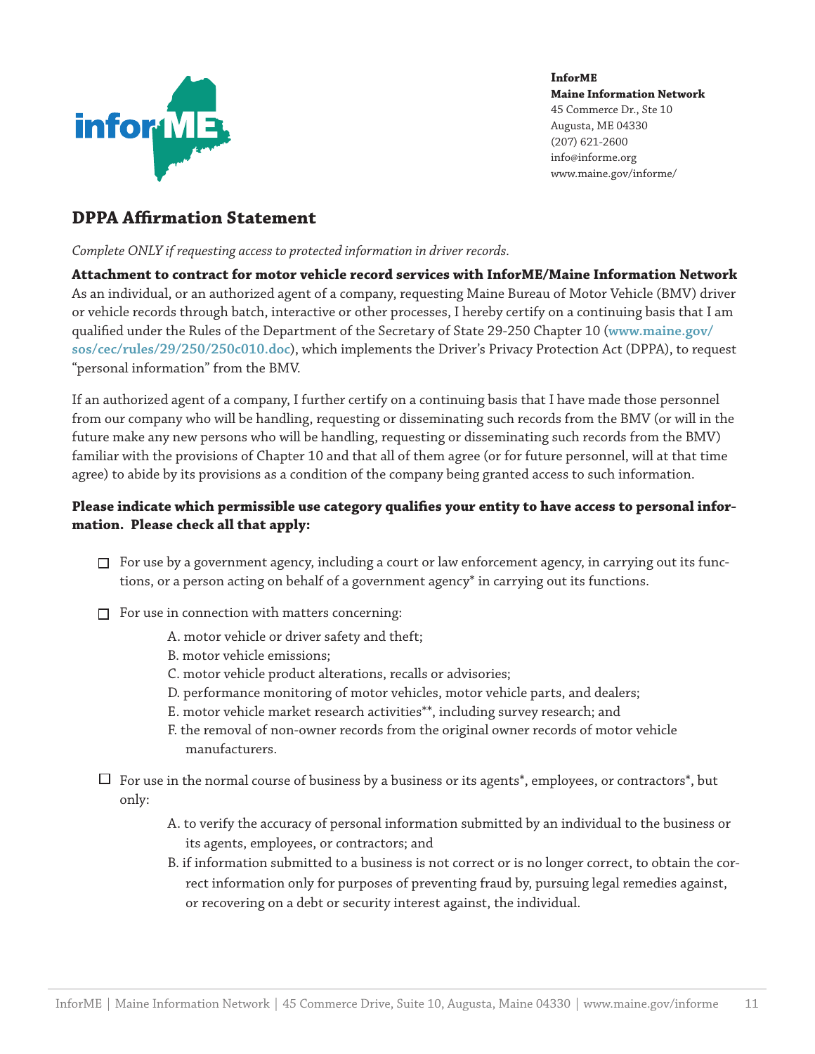**InforME**
**Maine Information Network**
45 Commerce Dr., Ste 10
Augusta, ME 04330
(207) 621-2600
info@informe.org
www.maine.gov/informe/

## DPPA Affirmation Statement

*Complete ONLY if requesting access to protected information in driver records.*

**Attachment to contract for motor vehicle record services with InforME/Maine Information Network**
As an individual, or an authorized agent of a company, requesting Maine Bureau of Motor Vehicle (BMV) driver or vehicle records through batch, interactive or other processes, I hereby certify on a continuing basis that I am qualified under the Rules of the Department of the Secretary of State 29-250 Chapter 10 (**www.maine.gov/sos/cec/rules/29/250/250c010.doc**), which implements the Driver's Privacy Protection Act (DPPA), to request "personal information" from the BMV.

If an authorized agent of a company, I further certify on a continuing basis that I have made those personnel from our company who will be handling, requesting or disseminating such records from the BMV (or will in the future make any new persons who will be handling, requesting or disseminating such records from the BMV) familiar with the provisions of Chapter 10 and that all of them agree (or for future personnel, will at that time agree) to abide by its provisions as a condition of the company being granted access to such information.

**Please indicate which permissible use category qualifies your entity to have access to personal information. Please check all that apply:**

- ☐ For use by a government agency, including a court or law enforcement agency, in carrying out its functions, or a person acting on behalf of a government agency* in carrying out its functions.

- ☐ For use in connection with matters concerning:
  - A. motor vehicle or driver safety and theft;
  - B. motor vehicle emissions;
  - C. motor vehicle product alterations, recalls or advisories;
  - D. performance monitoring of motor vehicles, motor vehicle parts, and dealers;
  - E. motor vehicle market research activities**, including survey research; and
  - F. the removal of non-owner records from the original owner records of motor vehicle manufacturers.

- ☐ For use in the normal course of business by a business or its agents*, employees, or contractors*, but only:
  - A. to verify the accuracy of personal information submitted by an individual to the business or its agents, employees, or contractors; and
  - B. if information submitted to a business is not correct or is no longer correct, to obtain the correct information only for purposes of preventing fraud by, pursuing legal remedies against, or recovering on a debt or security interest against, the individual.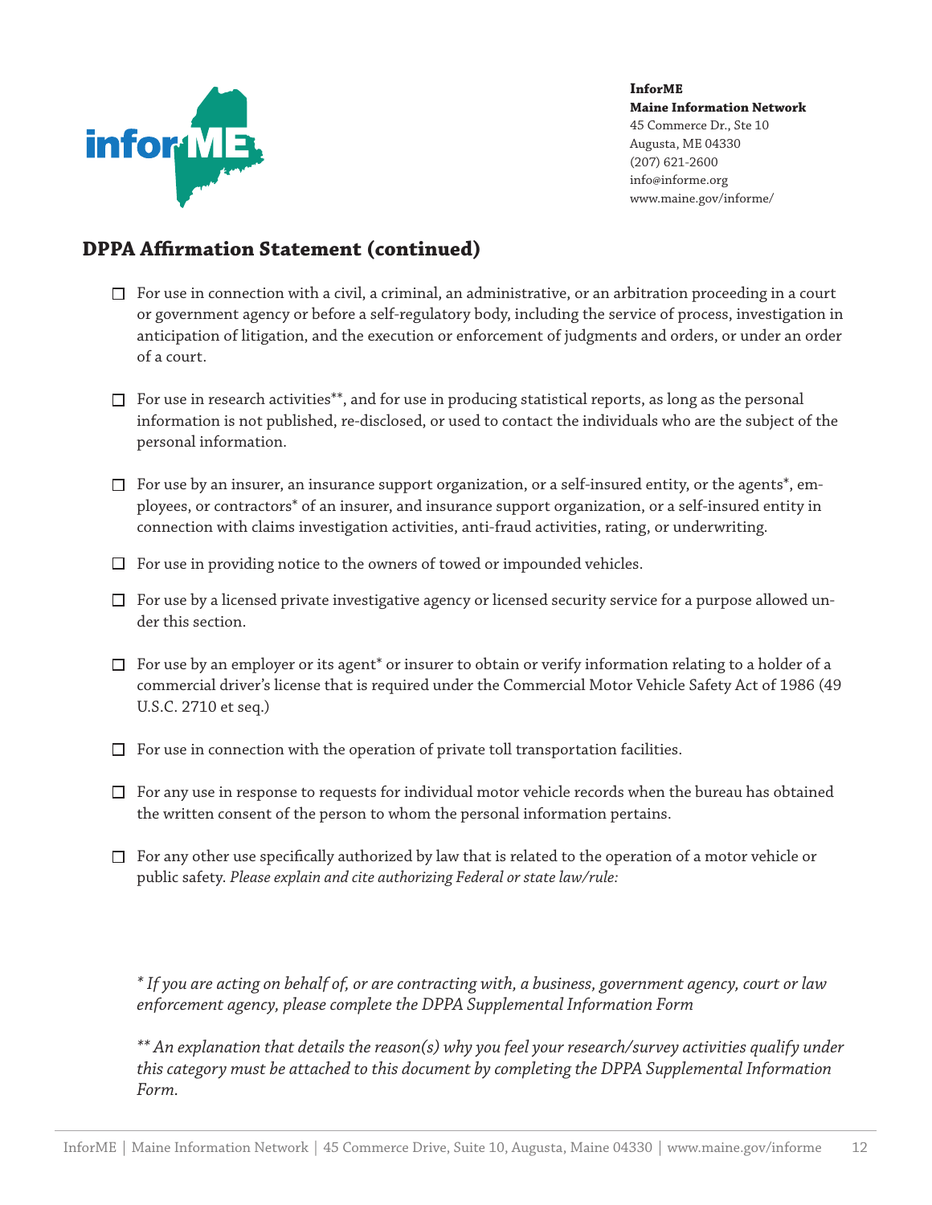**InforME**
**Maine Information Network**
45 Commerce Dr., Ste 10
Augusta, ME 04330
(207) 621-2600
info@informe.org
www.maine.gov/informe/

## DPPA Affirmation Statement (continued)

- ☐ For use in connection with a civil, a criminal, an administrative, or an arbitration proceeding in a court or government agency or before a self-regulatory body, including the service of process, investigation in anticipation of litigation, and the execution or enforcement of judgments and orders, or under an order of a court.

- ☐ For use in research activities**, and for use in producing statistical reports, as long as the personal information is not published, re-disclosed, or used to contact the individuals who are the subject of the personal information.

- ☐ For use by an insurer, an insurance support organization, or a self-insured entity, or the agents*, employees, or contractors* of an insurer, and insurance support organization, or a self-insured entity in connection with claims investigation activities, anti-fraud activities, rating, or underwriting.

- ☐ For use in providing notice to the owners of towed or impounded vehicles.

- ☐ For use by a licensed private investigative agency or licensed security service for a purpose allowed under this section.

- ☐ For use by an employer or its agent* or insurer to obtain or verify information relating to a holder of a commercial driver's license that is required under the Commercial Motor Vehicle Safety Act of 1986 (49 U.S.C. 2710 et seq.)

- ☐ For use in connection with the operation of private toll transportation facilities.

- ☐ For any use in response to requests for individual motor vehicle records when the bureau has obtained the written consent of the person to whom the personal information pertains.

- ☐ For any other use specifically authorized by law that is related to the operation of a motor vehicle or public safety. *Please explain and cite authorizing Federal or state law/rule:*

*\* If you are acting on behalf of, or are contracting with, a business, government agency, court or law enforcement agency, please complete the DPPA Supplemental Information Form*

*\*\* An explanation that details the reason(s) why you feel your research/survey activities qualify under this category must be attached to this document by completing the DPPA Supplemental Information Form.*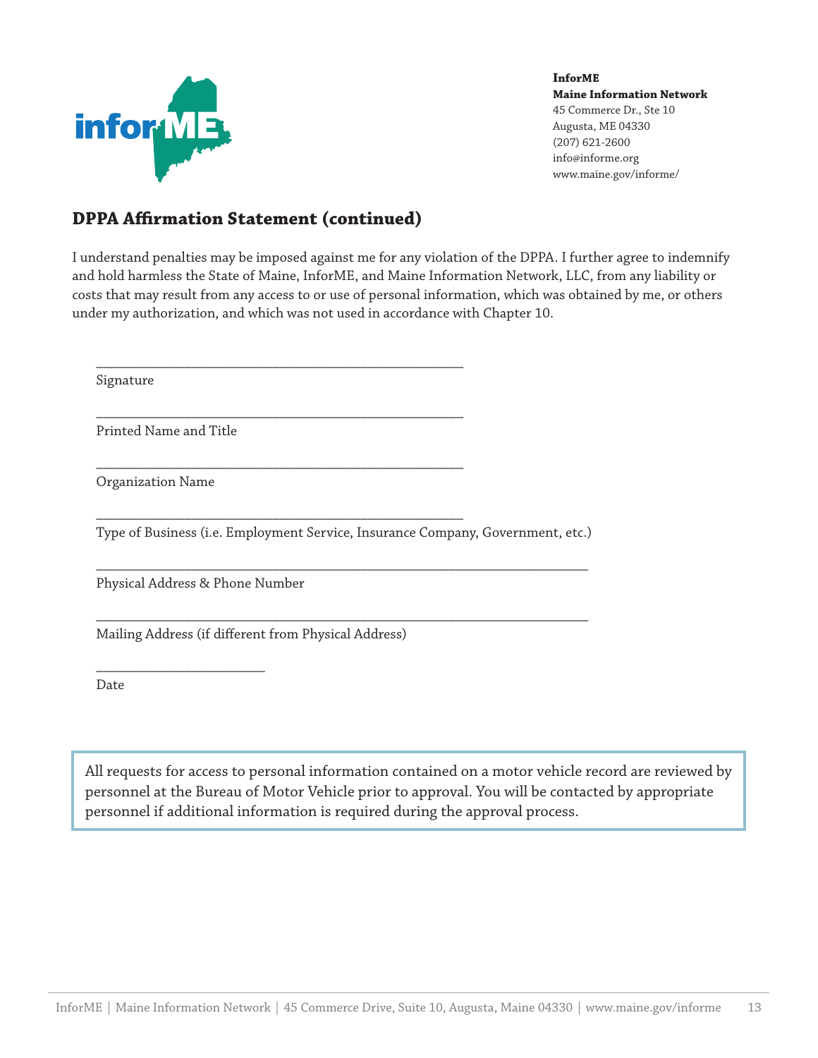**InforME**
**Maine Information Network**
45 Commerce Dr., Ste 10
Augusta, ME 04330
(207) 621-2600
info@informe.org
www.maine.gov/informe/

## DPPA Affirmation Statement (continued)

I understand penalties may be imposed against me for any violation of the DPPA. I further agree to indemnify and hold harmless the State of Maine, InforME, and Maine Information Network, LLC, from any liability or costs that may result from any access to or use of personal information, which was obtained by me, or others under my authorization, and which was not used in accordance with Chapter 10.

\_\_\_\_\_\_\_\_\_\_\_\_\_\_\_\_\_\_\_\_\_\_\_\_\_\_\_\_\_\_\_\_\_\_\_\_\_\_\_\_\_\_\_\_\_\_\_\_
Signature

\_\_\_\_\_\_\_\_\_\_\_\_\_\_\_\_\_\_\_\_\_\_\_\_\_\_\_\_\_\_\_\_\_\_\_\_\_\_\_\_\_\_\_\_\_\_\_\_
Printed Name and Title

\_\_\_\_\_\_\_\_\_\_\_\_\_\_\_\_\_\_\_\_\_\_\_\_\_\_\_\_\_\_\_\_\_\_\_\_\_\_\_\_\_\_\_\_\_\_\_\_
Organization Name

\_\_\_\_\_\_\_\_\_\_\_\_\_\_\_\_\_\_\_\_\_\_\_\_\_\_\_\_\_\_\_\_\_\_\_\_\_\_\_\_\_\_\_\_\_\_\_\_
Type of Business (i.e. Employment Service, Insurance Company, Government, etc.)

\_\_\_\_\_\_\_\_\_\_\_\_\_\_\_\_\_\_\_\_\_\_\_\_\_\_\_\_\_\_\_\_\_\_\_\_\_\_\_\_\_\_\_\_\_\_\_\_\_\_\_\_\_\_\_\_\_\_\_\_\_\_\_\_
Physical Address & Phone Number

\_\_\_\_\_\_\_\_\_\_\_\_\_\_\_\_\_\_\_\_\_\_\_\_\_\_\_\_\_\_\_\_\_\_\_\_\_\_\_\_\_\_\_\_\_\_\_\_\_\_\_\_\_\_\_\_\_\_\_\_\_\_\_\_
Mailing Address (if different from Physical Address)

\_\_\_\_\_\_\_\_\_\_\_\_\_\_\_\_\_\_\_\_\_\_\_
Date

> All requests for access to personal information contained on a motor vehicle record are reviewed by personnel at the Bureau of Motor Vehicle prior to approval. You will be contacted by appropriate personnel if additional information is required during the approval process.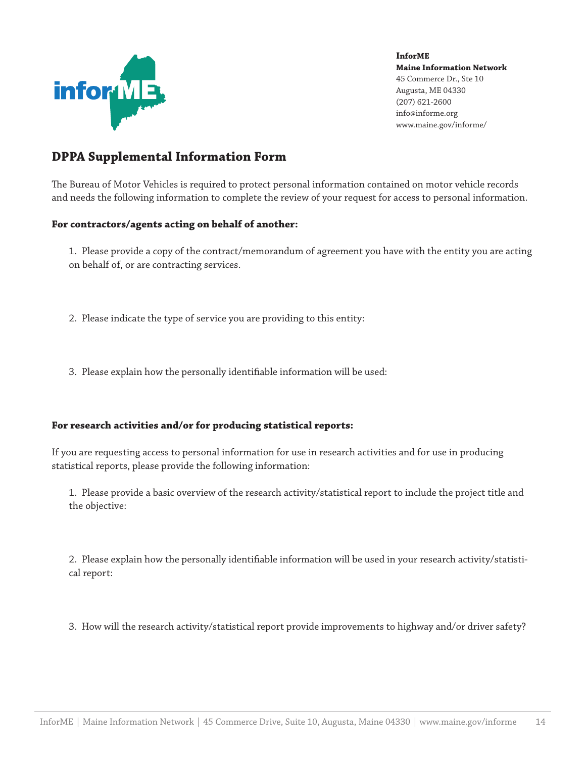**InforME**
**Maine Information Network**
45 Commerce Dr., Ste 10
Augusta, ME 04330
(207) 621-2600
info@informe.org
www.maine.gov/informe/

## DPPA Supplemental Information Form

The Bureau of Motor Vehicles is required to protect personal information contained on motor vehicle records and needs the following information to complete the review of your request for access to personal information.

**For contractors/agents acting on behalf of another:**

1. Please provide a copy of the contract/memorandum of agreement you have with the entity you are acting on behalf of, or are contracting services.

2. Please indicate the type of service you are providing to this entity:

3. Please explain how the personally identifiable information will be used:

**For research activities and/or for producing statistical reports:**

If you are requesting access to personal information for use in research activities and for use in producing statistical reports, please provide the following information:

1. Please provide a basic overview of the research activity/statistical report to include the project title and the objective:

2. Please explain how the personally identifiable information will be used in your research activity/statistical report:

3. How will the research activity/statistical report provide improvements to highway and/or driver safety?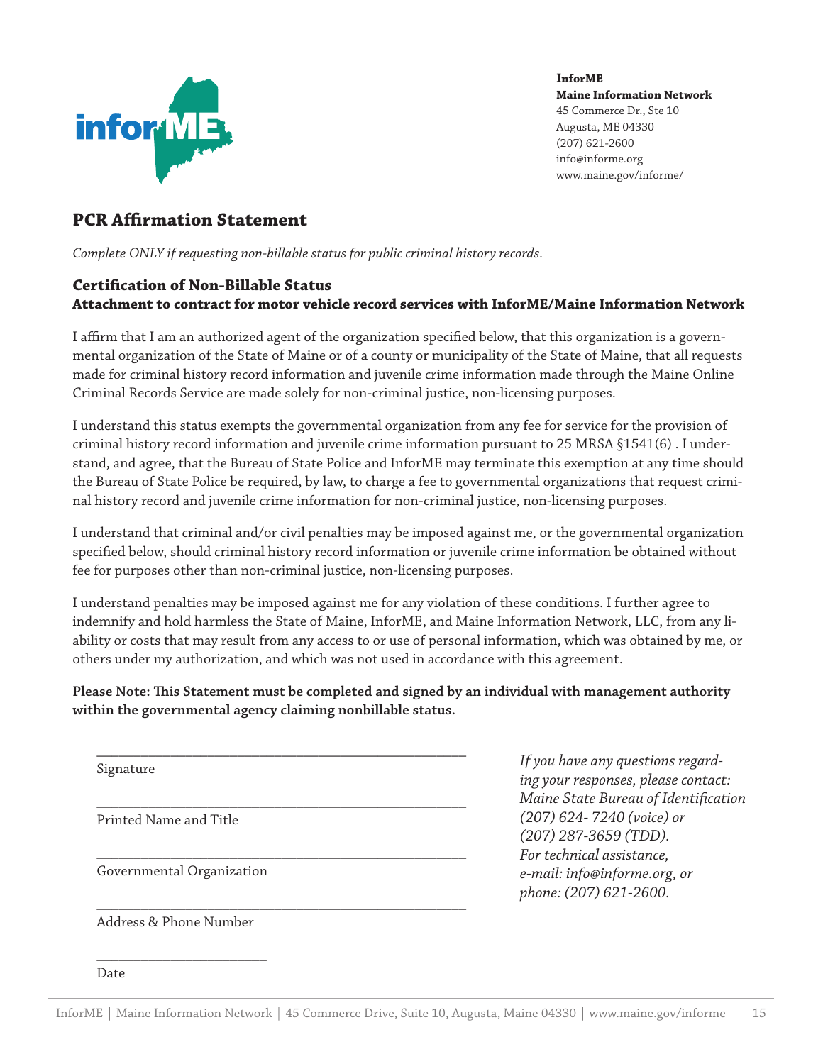**InforME**
**Maine Information Network**
45 Commerce Dr., Ste 10
Augusta, ME 04330
(207) 621-2600
info@informe.org
www.maine.gov/informe/

## PCR Affirmation Statement

*Complete ONLY if requesting non-billable status for public criminal history records.*

### Certification of Non-Billable Status

**Attachment to contract for motor vehicle record services with InforME/Maine Information Network**

I affirm that I am an authorized agent of the organization specified below, that this organization is a governmental organization of the State of Maine or of a county or municipality of the State of Maine, that all requests made for criminal history record information and juvenile crime information made through the Maine Online Criminal Records Service are made solely for non-criminal justice, non-licensing purposes.

I understand this status exempts the governmental organization from any fee for service for the provision of criminal history record information and juvenile crime information pursuant to 25 MRSA §1541(6) . I understand, and agree, that the Bureau of State Police and InforME may terminate this exemption at any time should the Bureau of State Police be required, by law, to charge a fee to governmental organizations that request criminal history record and juvenile crime information for non-criminal justice, non-licensing purposes.

I understand that criminal and/or civil penalties may be imposed against me, or the governmental organization specified below, should criminal history record information or juvenile crime information be obtained without fee for purposes other than non-criminal justice, non-licensing purposes.

I understand penalties may be imposed against me for any violation of these conditions. I further agree to indemnify and hold harmless the State of Maine, InforME, and Maine Information Network, LLC, from any liability or costs that may result from any access to or use of personal information, which was obtained by me, or others under my authorization, and which was not used in accordance with this agreement.

**Please Note: This Statement must be completed and signed by an individual with management authority within the governmental agency claiming nonbillable status.**

\_\_\_\_\_\_\_\_\_\_\_\_\_\_\_\_\_\_\_\_\_\_\_\_\_\_\_\_\_\_\_\_\_\_\_\_\_\_\_\_\_\_\_\_
Signature

\_\_\_\_\_\_\_\_\_\_\_\_\_\_\_\_\_\_\_\_\_\_\_\_\_\_\_\_\_\_\_\_\_\_\_\_\_\_\_\_\_\_\_\_
Printed Name and Title

\_\_\_\_\_\_\_\_\_\_\_\_\_\_\_\_\_\_\_\_\_\_\_\_\_\_\_\_\_\_\_\_\_\_\_\_\_\_\_\_\_\_\_\_
Governmental Organization

\_\_\_\_\_\_\_\_\_\_\_\_\_\_\_\_\_\_\_\_\_\_\_\_\_\_\_\_\_\_\_\_\_\_\_\_\_\_\_\_\_\_\_\_
Address & Phone Number

\_\_\_\_\_\_\_\_\_\_\_\_\_\_\_\_\_\_\_\_\_\_
Date

*If you have any questions regarding your responses, please contact: Maine State Bureau of Identification (207) 624- 7240 (voice) or (207) 287-3659 (TDD). For technical assistance, e-mail: info@informe.org, or phone: (207) 621-2600.*